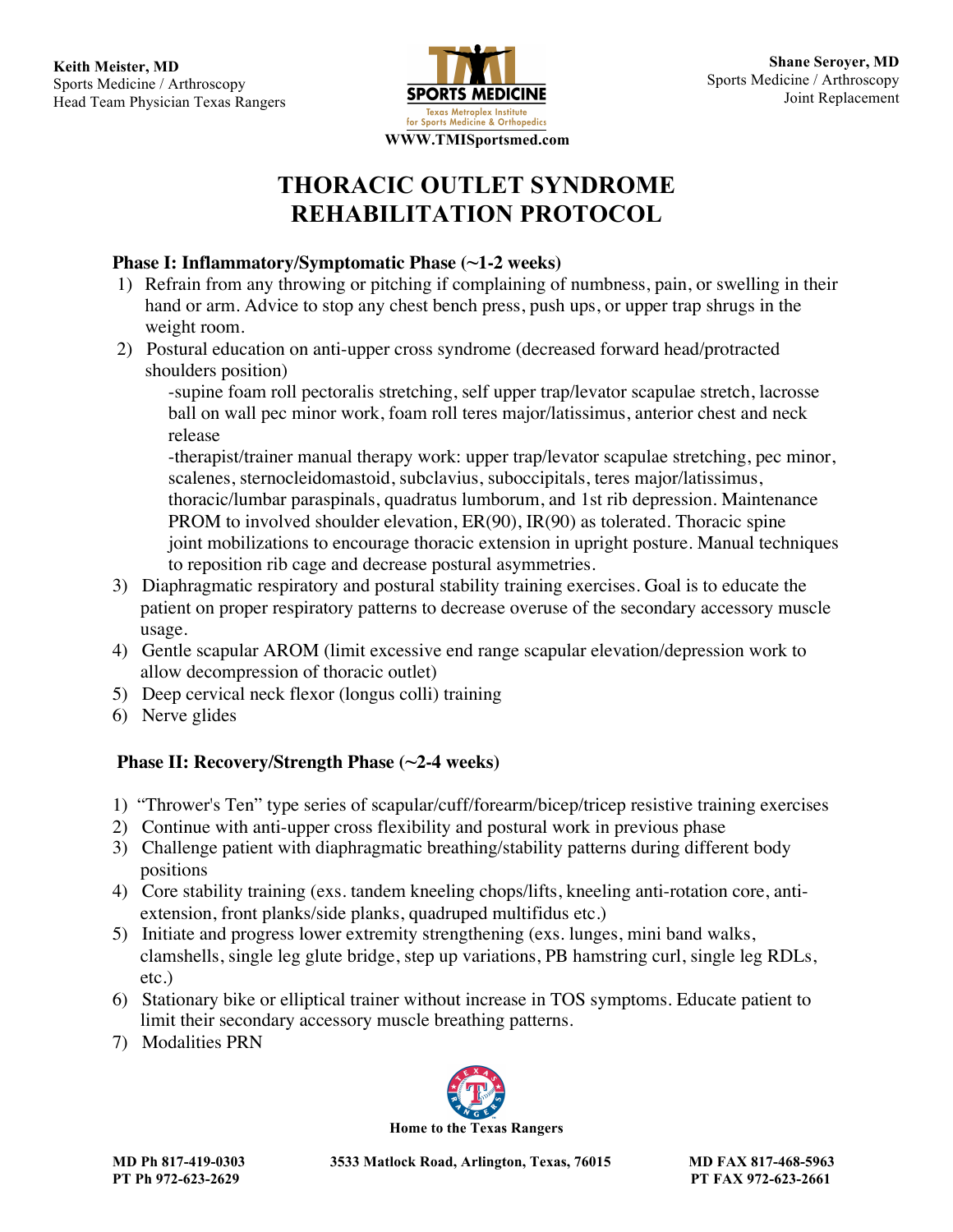**Keith Meister, MD**
Sports Medicine / Arthroscopy
Head Team Physician Texas Rangers

**SPORTS MEDICINE**
Texas Metroplex Institute for Sports Medicine & Orthopedics
**WWW.TMISportsmed.com**

**Shane Seroyer, MD**
Sports Medicine / Arthroscopy
Joint Replacement

# THORACIC OUTLET SYNDROME REHABILITATION PROTOCOL

## Phase I: Inflammatory/Symptomatic Phase (~1-2 weeks)

1) Refrain from any throwing or pitching if complaining of numbness, pain, or swelling in their hand or arm. Advice to stop any chest bench press, push ups, or upper trap shrugs in the weight room.
2) Postural education on anti-upper cross syndrome (decreased forward head/protracted shoulders position)
   -supine foam roll pectoralis stretching, self upper trap/levator scapulae stretch, lacrosse ball on wall pec minor work, foam roll teres major/latissimus, anterior chest and neck release
   -therapist/trainer manual therapy work: upper trap/levator scapulae stretching, pec minor, scalenes, sternocleidomastoid, subclavius, suboccipitals, teres major/latissimus, thoracic/lumbar paraspinals, quadratus lumborum, and 1st rib depression. Maintenance PROM to involved shoulder elevation, ER(90), IR(90) as tolerated. Thoracic spine joint mobilizations to encourage thoracic extension in upright posture. Manual techniques to reposition rib cage and decrease postural asymmetries.
3) Diaphragmatic respiratory and postural stability training exercises. Goal is to educate the patient on proper respiratory patterns to decrease overuse of the secondary accessory muscle usage.
4) Gentle scapular AROM (limit excessive end range scapular elevation/depression work to allow decompression of thoracic outlet)
5) Deep cervical neck flexor (longus colli) training
6) Nerve glides

## Phase II: Recovery/Strength Phase (~2-4 weeks)

1) "Thrower's Ten" type series of scapular/cuff/forearm/bicep/tricep resistive training exercises
2) Continue with anti-upper cross flexibility and postural work in previous phase
3) Challenge patient with diaphragmatic breathing/stability patterns during different body positions
4) Core stability training (exs. tandem kneeling chops/lifts, kneeling anti-rotation core, anti-extension, front planks/side planks, quadruped multifidus etc.)
5) Initiate and progress lower extremity strengthening (exs. lunges, mini band walks, clamshells, single leg glute bridge, step up variations, PB hamstring curl, single leg RDLs, etc.)
6) Stationary bike or elliptical trainer without increase in TOS symptoms. Educate patient to limit their secondary accessory muscle breathing patterns.
7) Modalities PRN

**Home to the Texas Rangers**

**MD Ph 817-419-0303** **3533 Matlock Road, Arlington, Texas, 76015** **MD FAX 817-468-5963**
**PT Ph 972-623-2629** **PT FAX 972-623-2661**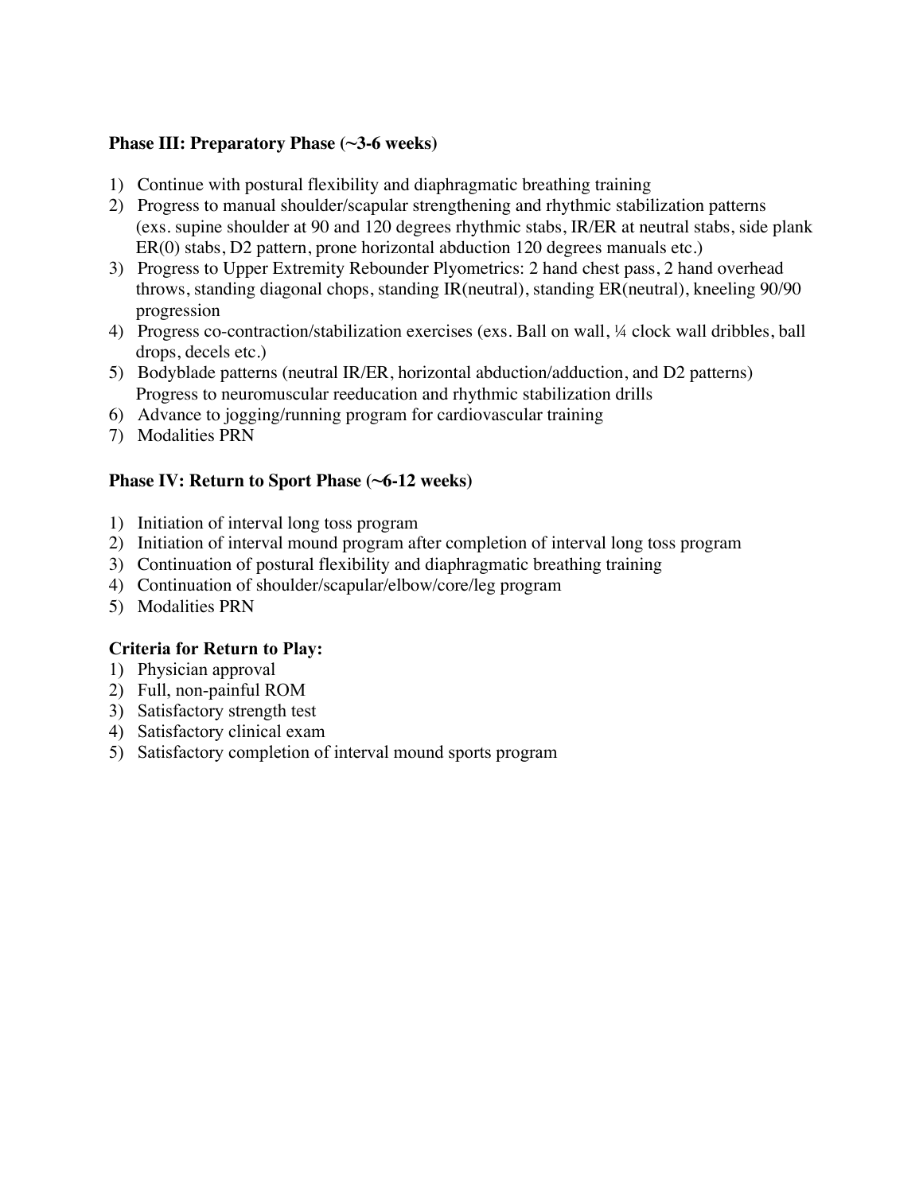**Phase III: Preparatory Phase (~3-6 weeks)**

1) Continue with postural flexibility and diaphragmatic breathing training
2) Progress to manual shoulder/scapular strengthening and rhythmic stabilization patterns (exs. supine shoulder at 90 and 120 degrees rhythmic stabs, IR/ER at neutral stabs, side plank ER(0) stabs, D2 pattern, prone horizontal abduction 120 degrees manuals etc.)
3) Progress to Upper Extremity Rebounder Plyometrics: 2 hand chest pass, 2 hand overhead throws, standing diagonal chops, standing IR(neutral), standing ER(neutral), kneeling 90/90 progression
4) Progress co-contraction/stabilization exercises (exs. Ball on wall, ¼ clock wall dribbles, ball drops, decels etc.)
5) Bodyblade patterns (neutral IR/ER, horizontal abduction/adduction, and D2 patterns) Progress to neuromuscular reeducation and rhythmic stabilization drills
6) Advance to jogging/running program for cardiovascular training
7) Modalities PRN

**Phase IV: Return to Sport Phase (~6-12 weeks)**

1) Initiation of interval long toss program
2) Initiation of interval mound program after completion of interval long toss program
3) Continuation of postural flexibility and diaphragmatic breathing training
4) Continuation of shoulder/scapular/elbow/core/leg program
5) Modalities PRN

**Criteria for Return to Play:**

1) Physician approval
2) Full, non-painful ROM
3) Satisfactory strength test
4) Satisfactory clinical exam
5) Satisfactory completion of interval mound sports program